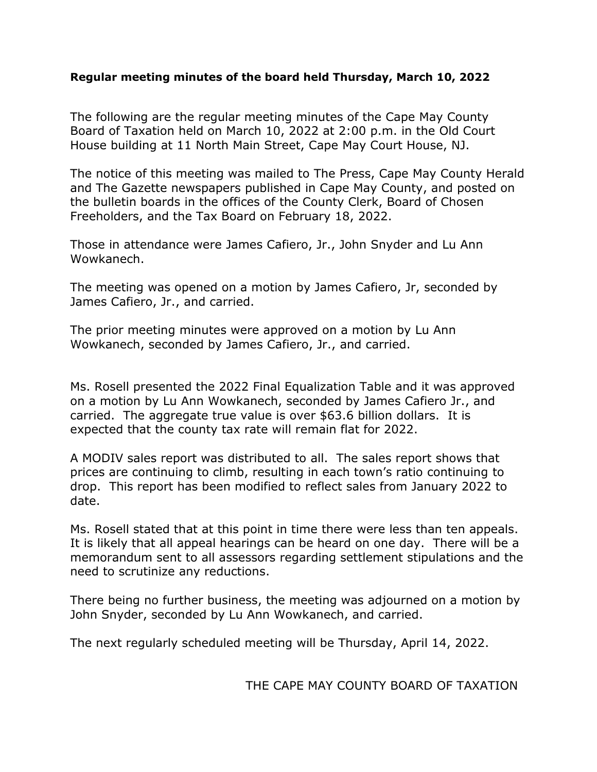**Regular meeting minutes of the board held Thursday, March 10, 2022**

The following are the regular meeting minutes of the Cape May County Board of Taxation held on March 10, 2022 at 2:00 p.m. in the Old Court House building at 11 North Main Street, Cape May Court House, NJ.

The notice of this meeting was mailed to The Press, Cape May County Herald and The Gazette newspapers published in Cape May County, and posted on the bulletin boards in the offices of the County Clerk, Board of Chosen Freeholders, and the Tax Board on February 18, 2022.

Those in attendance were James Cafiero, Jr., John Snyder and Lu Ann Wowkanech.

The meeting was opened on a motion by James Cafiero, Jr, seconded by James Cafiero, Jr., and carried.

The prior meeting minutes were approved on a motion by Lu Ann Wowkanech, seconded by James Cafiero, Jr., and carried.

Ms. Rosell presented the 2022 Final Equalization Table and it was approved on a motion by Lu Ann Wowkanech, seconded by James Cafiero Jr., and carried. The aggregate true value is over $63.6 billion dollars. It is expected that the county tax rate will remain flat for 2022.

A MODIV sales report was distributed to all. The sales report shows that prices are continuing to climb, resulting in each town's ratio continuing to drop. This report has been modified to reflect sales from January 2022 to date.

Ms. Rosell stated that at this point in time there were less than ten appeals. It is likely that all appeal hearings can be heard on one day. There will be a memorandum sent to all assessors regarding settlement stipulations and the need to scrutinize any reductions.

There being no further business, the meeting was adjourned on a motion by John Snyder, seconded by Lu Ann Wowkanech, and carried.

The next regularly scheduled meeting will be Thursday, April 14, 2022.

THE CAPE MAY COUNTY BOARD OF TAXATION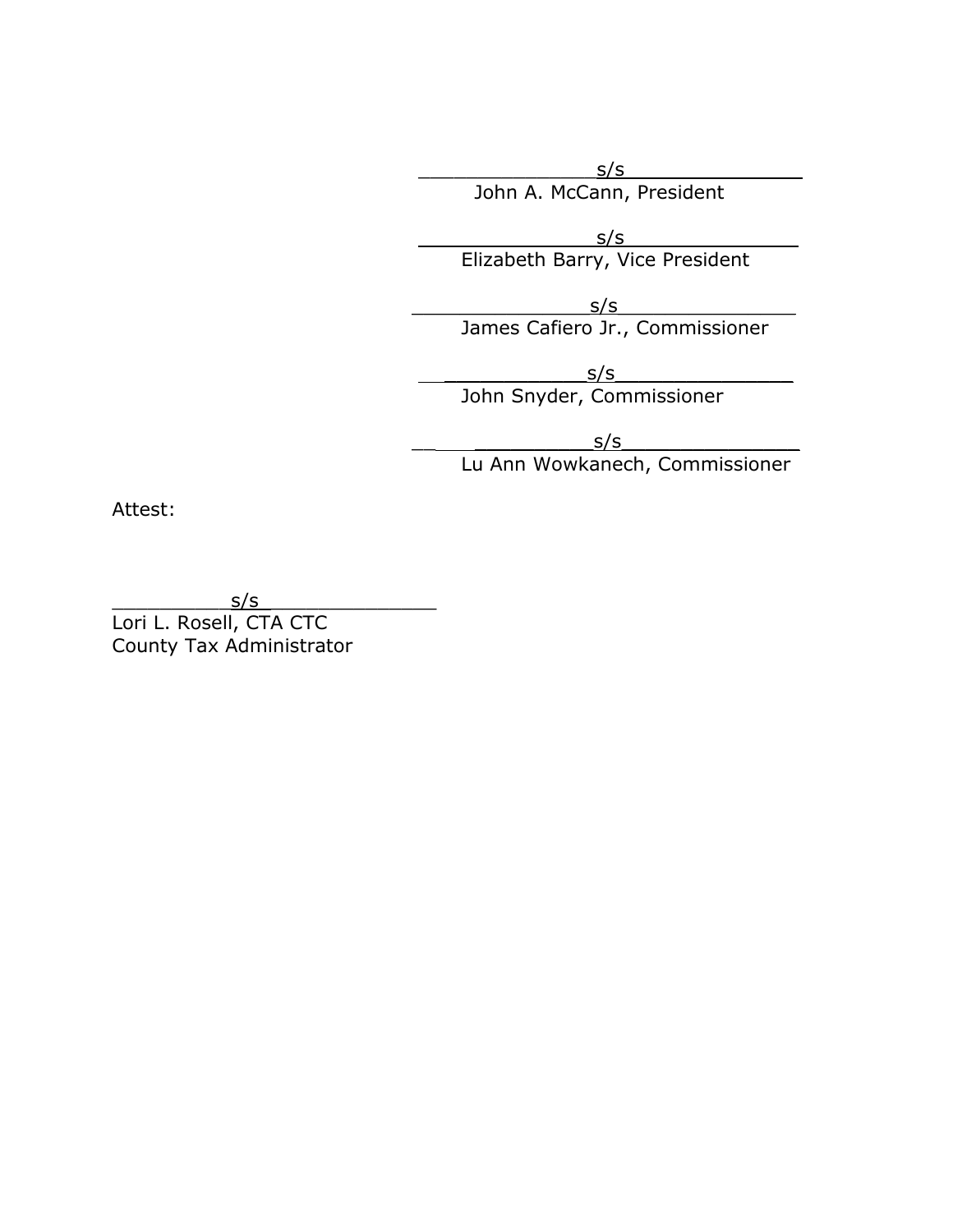s/s

John A. McCann, President

s/s

Elizabeth Barry, Vice President

s/s

James Cafiero Jr., Commissioner

s/s

John Snyder, Commissioner

s/s

Lu Ann Wowkanech, Commissioner

Attest:

s/s

Lori L. Rosell, CTA CTC
County Tax Administrator